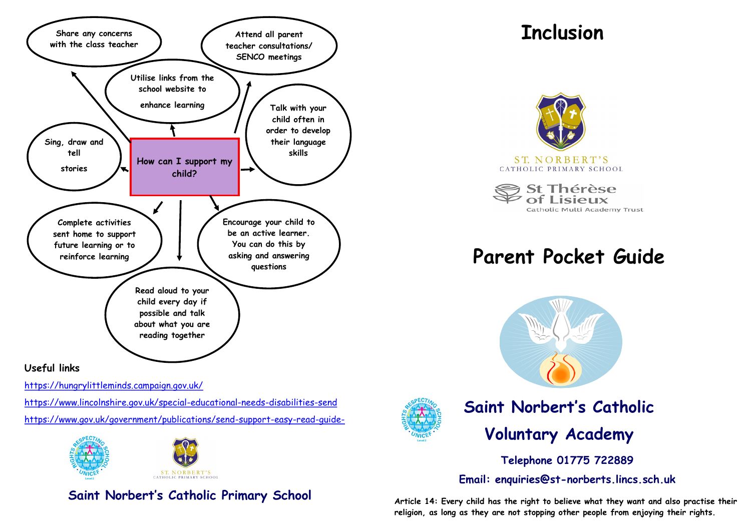## How can I support my child?

- Share any concerns with the class teacher
- Utilise links from the school website to enhance learning
- Attend all parent teacher consultations/ SENCO meetings
- Talk with your child often in order to develop their language skills
- Sing, draw and tell stories
- Encourage your child to be an active learner. You can do this by asking and answering questions
- Complete activities sent home to support future learning or to reinforce learning
- Read aloud to your child every day if possible and talk about what you are reading together

**Useful links**

https://hungrylittleminds.campaign.gov.uk/

https://www.lincolnshire.gov.uk/special-educational-needs-disabilities-send

https://www.gov.uk/government/publications/send-support-easy-read-guide-

**Saint Norbert's Catholic Primary School**

# Inclusion

ST. NORBERT'S CATHOLIC PRIMARY SCHOOL

St Thérèse of Lisieux Catholic Multi Academy Trust

# Parent Pocket Guide

## Saint Norbert's Catholic Voluntary Academy

**Telephone 01775 722889**

**Email: enquiries@st-norberts.lincs.sch.uk**

**Article 14: Every child has the right to believe what they want and also practise their religion, as long as they are not stopping other people from enjoying their rights.**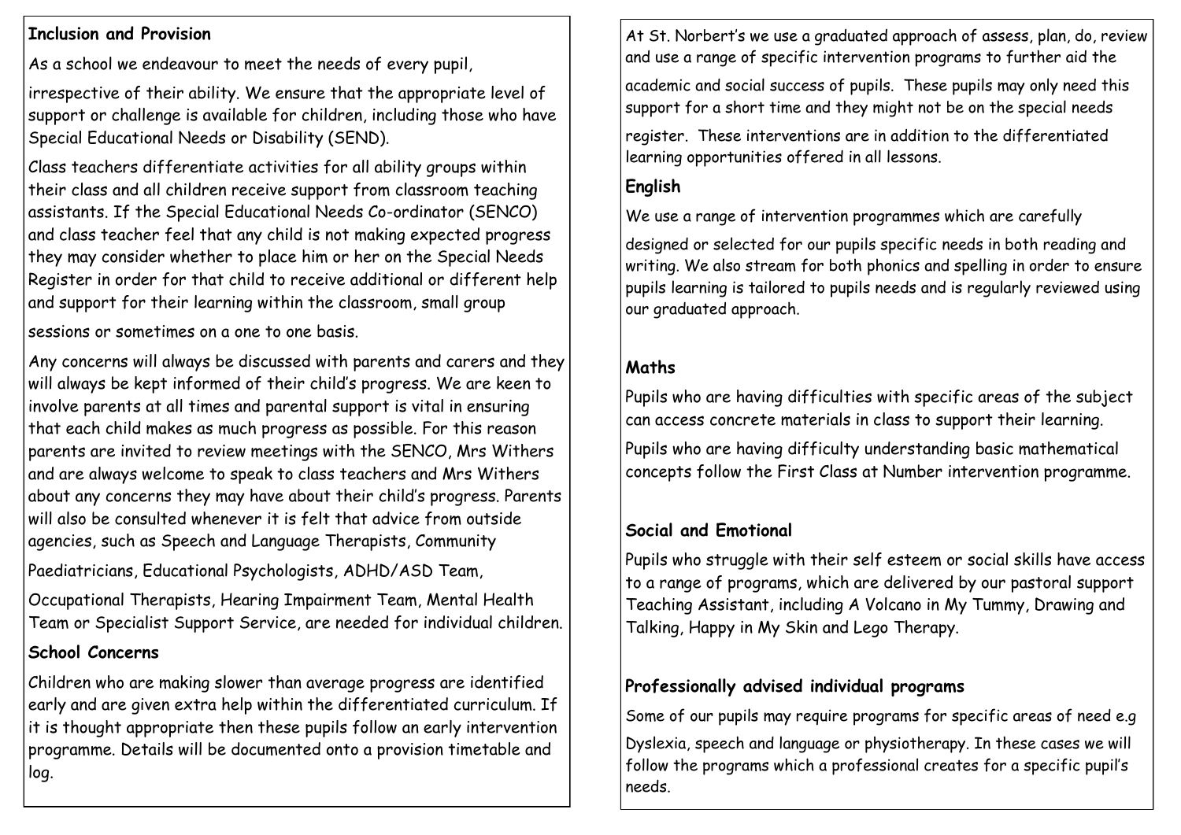## Inclusion and Provision

As a school we endeavour to meet the needs of every pupil, irrespective of their ability. We ensure that the appropriate level of support or challenge is available for children, including those who have Special Educational Needs or Disability (SEND).

Class teachers differentiate activities for all ability groups within their class and all children receive support from classroom teaching assistants. If the Special Educational Needs Co-ordinator (SENCO) and class teacher feel that any child is not making expected progress they may consider whether to place him or her on the Special Needs Register in order for that child to receive additional or different help and support for their learning within the classroom, small group sessions or sometimes on a one to one basis.

Any concerns will always be discussed with parents and carers and they will always be kept informed of their child's progress. We are keen to involve parents at all times and parental support is vital in ensuring that each child makes as much progress as possible. For this reason parents are invited to review meetings with the SENCO, Mrs Withers and are always welcome to speak to class teachers and Mrs Withers about any concerns they may have about their child's progress. Parents will also be consulted whenever it is felt that advice from outside agencies, such as Speech and Language Therapists, Community Paediatricians, Educational Psychologists, ADHD/ASD Team, Occupational Therapists, Hearing Impairment Team, Mental Health Team or Specialist Support Service, are needed for individual children.

## School Concerns

Children who are making slower than average progress are identified early and are given extra help within the differentiated curriculum. If it is thought appropriate then these pupils follow an early intervention programme. Details will be documented onto a provision timetable and log.

At St. Norbert's we use a graduated approach of assess, plan, do, review and use a range of specific intervention programs to further aid the academic and social success of pupils. These pupils may only need this support for a short time and they might not be on the special needs register. These interventions are in addition to the differentiated learning opportunities offered in all lessons.

## English

We use a range of intervention programmes which are carefully designed or selected for our pupils specific needs in both reading and writing. We also stream for both phonics and spelling in order to ensure pupils learning is tailored to pupils needs and is regularly reviewed using our graduated approach.

## Maths

Pupils who are having difficulties with specific areas of the subject can access concrete materials in class to support their learning.

Pupils who are having difficulty understanding basic mathematical concepts follow the First Class at Number intervention programme.

## Social and Emotional

Pupils who struggle with their self esteem or social skills have access to a range of programs, which are delivered by our pastoral support Teaching Assistant, including A Volcano in My Tummy, Drawing and Talking, Happy in My Skin and Lego Therapy.

## Professionally advised individual programs

Some of our pupils may require programs for specific areas of need e.g Dyslexia, speech and language or physiotherapy. In these cases we will follow the programs which a professional creates for a specific pupil's needs.